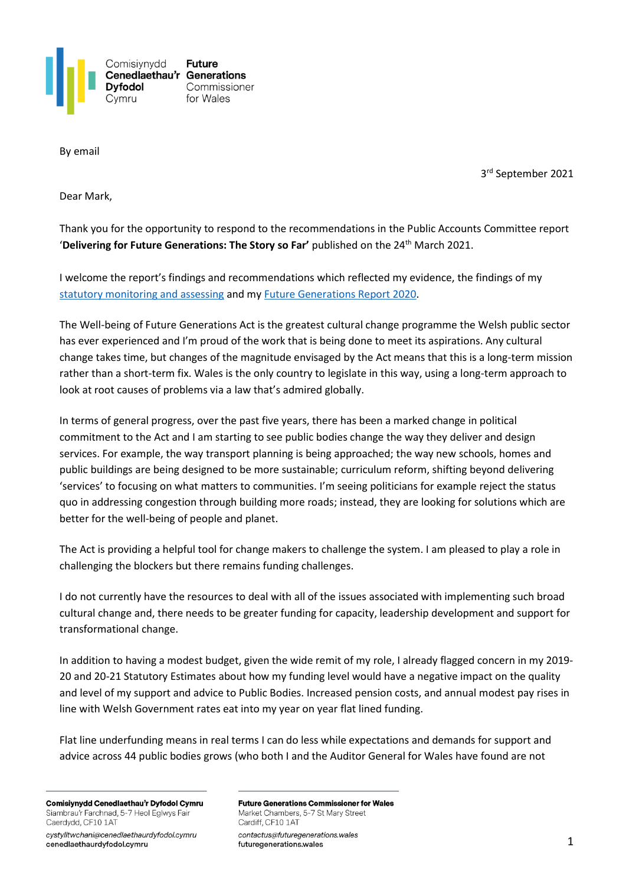Comisiynydd Cenedlaethau'r Dyfodol Cymru | Future Generations Commissioner for Wales

By email

3rd September 2021

Dear Mark,

Thank you for the opportunity to respond to the recommendations in the Public Accounts Committee report '**Delivering for Future Generations: The Story so Far'** published on the 24th March 2021.

I welcome the report's findings and recommendations which reflected my evidence, the findings of my statutory monitoring and assessing and my Future Generations Report 2020.

The Well-being of Future Generations Act is the greatest cultural change programme the Welsh public sector has ever experienced and I'm proud of the work that is being done to meet its aspirations. Any cultural change takes time, but changes of the magnitude envisaged by the Act means that this is a long-term mission rather than a short-term fix. Wales is the only country to legislate in this way, using a long-term approach to look at root causes of problems via a law that's admired globally.

In terms of general progress, over the past five years, there has been a marked change in political commitment to the Act and I am starting to see public bodies change the way they deliver and design services. For example, the way transport planning is being approached; the way new schools, homes and public buildings are being designed to be more sustainable; curriculum reform, shifting beyond delivering 'services' to focusing on what matters to communities. I'm seeing politicians for example reject the status quo in addressing congestion through building more roads; instead, they are looking for solutions which are better for the well-being of people and planet.

The Act is providing a helpful tool for change makers to challenge the system. I am pleased to play a role in challenging the blockers but there remains funding challenges.

I do not currently have the resources to deal with all of the issues associated with implementing such broad cultural change and, there needs to be greater funding for capacity, leadership development and support for transformational change.

In addition to having a modest budget, given the wide remit of my role, I already flagged concern in my 2019-20 and 20-21 Statutory Estimates about how my funding level would have a negative impact on the quality and level of my support and advice to Public Bodies. Increased pension costs, and annual modest pay rises in line with Welsh Government rates eat into my year on year flat lined funding.

Flat line underfunding means in real terms I can do less while expectations and demands for support and advice across 44 public bodies grows (who both I and the Auditor General for Wales have found are not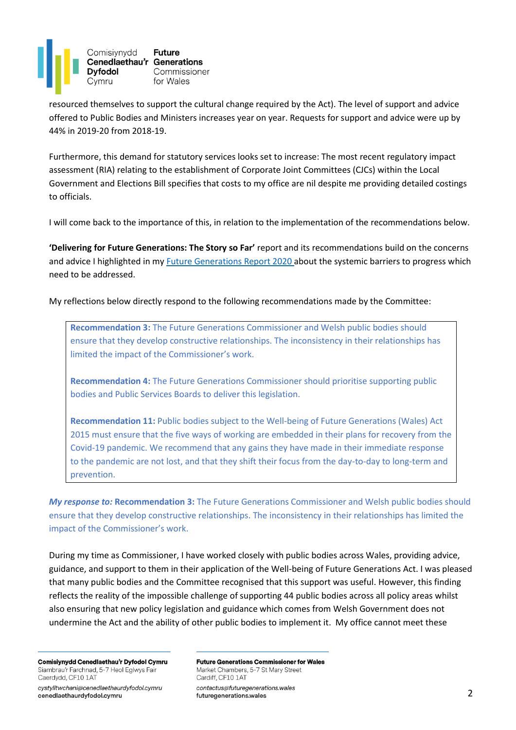resourced themselves to support the cultural change required by the Act). The level of support and advice offered to Public Bodies and Ministers increases year on year. Requests for support and advice were up by 44% in 2019-20 from 2018-19.

Furthermore, this demand for statutory services looks set to increase: The most recent regulatory impact assessment (RIA) relating to the establishment of Corporate Joint Committees (CJCs) within the Local Government and Elections Bill specifies that costs to my office are nil despite me providing detailed costings to officials.

I will come back to the importance of this, in relation to the implementation of the recommendations below.

**'Delivering for Future Generations: The Story so Far'** report and its recommendations build on the concerns and advice I highlighted in my Future Generations Report 2020 about the systemic barriers to progress which need to be addressed.

My reflections below directly respond to the following recommendations made by the Committee:

> **Recommendation 3:** The Future Generations Commissioner and Welsh public bodies should ensure that they develop constructive relationships. The inconsistency in their relationships has limited the impact of the Commissioner's work.
>
> **Recommendation 4:** The Future Generations Commissioner should prioritise supporting public bodies and Public Services Boards to deliver this legislation.
>
> **Recommendation 11:** Public bodies subject to the Well-being of Future Generations (Wales) Act 2015 must ensure that the five ways of working are embedded in their plans for recovery from the Covid-19 pandemic. We recommend that any gains they have made in their immediate response to the pandemic are not lost, and that they shift their focus from the day-to-day to long-term and prevention.

***My response to:*** **Recommendation 3:** The Future Generations Commissioner and Welsh public bodies should ensure that they develop constructive relationships. The inconsistency in their relationships has limited the impact of the Commissioner's work.

During my time as Commissioner, I have worked closely with public bodies across Wales, providing advice, guidance, and support to them in their application of the Well-being of Future Generations Act. I was pleased that many public bodies and the Committee recognised that this support was useful. However, this finding reflects the reality of the impossible challenge of supporting 44 public bodies across all policy areas whilst also ensuring that new policy legislation and guidance which comes from Welsh Government does not undermine the Act and the ability of other public bodies to implement it. My office cannot meet these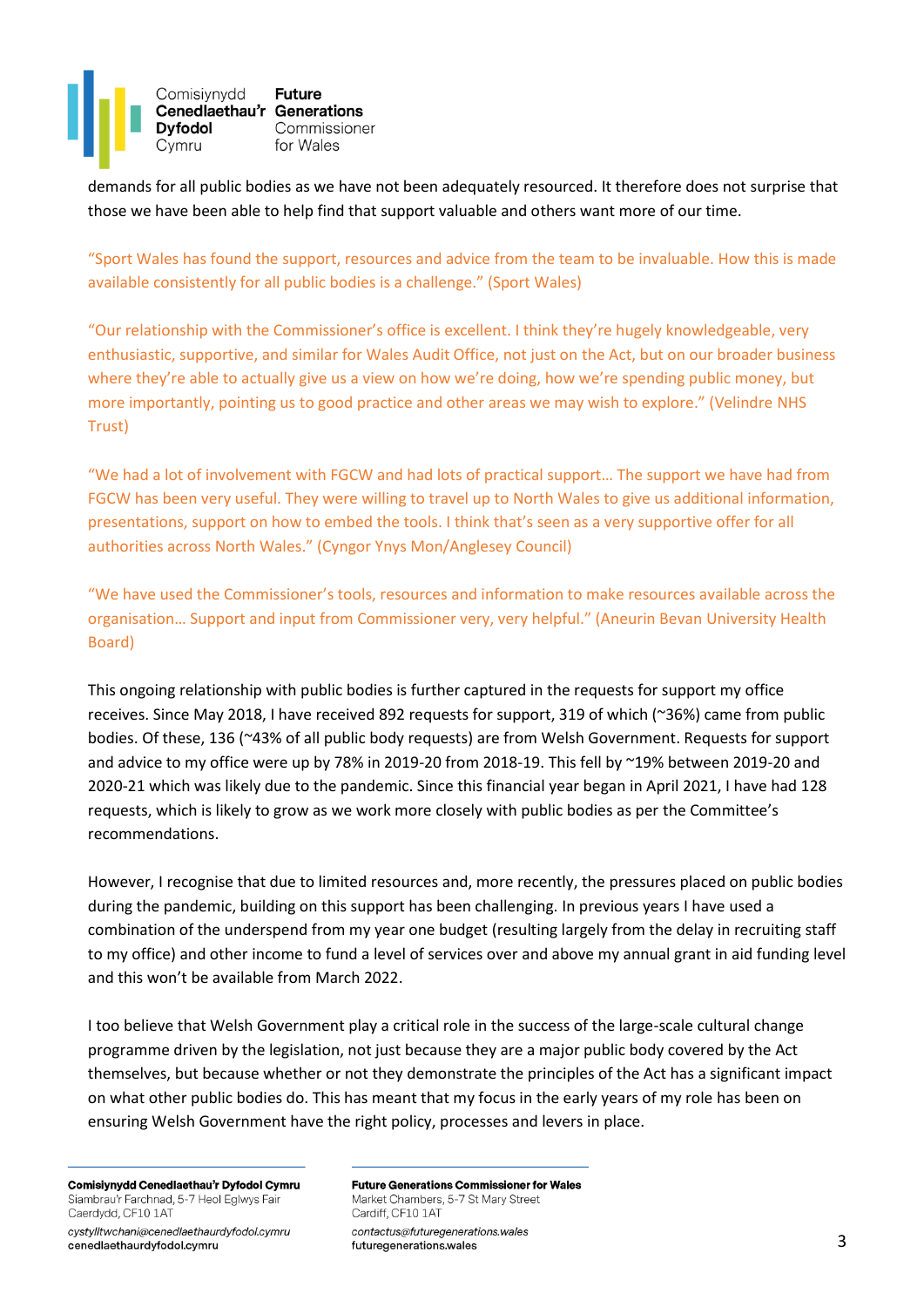demands for all public bodies as we have not been adequately resourced. It therefore does not surprise that those we have been able to help find that support valuable and others want more of our time.

"Sport Wales has found the support, resources and advice from the team to be invaluable. How this is made available consistently for all public bodies is a challenge." (Sport Wales)

"Our relationship with the Commissioner's office is excellent. I think they're hugely knowledgeable, very enthusiastic, supportive, and similar for Wales Audit Office, not just on the Act, but on our broader business where they're able to actually give us a view on how we're doing, how we're spending public money, but more importantly, pointing us to good practice and other areas we may wish to explore." (Velindre NHS Trust)

"We had a lot of involvement with FGCW and had lots of practical support… The support we have had from FGCW has been very useful. They were willing to travel up to North Wales to give us additional information, presentations, support on how to embed the tools. I think that's seen as a very supportive offer for all authorities across North Wales." (Cyngor Ynys Mon/Anglesey Council)

"We have used the Commissioner's tools, resources and information to make resources available across the organisation… Support and input from Commissioner very, very helpful." (Aneurin Bevan University Health Board)

This ongoing relationship with public bodies is further captured in the requests for support my office receives. Since May 2018, I have received 892 requests for support, 319 of which (~36%) came from public bodies. Of these, 136 (~43% of all public body requests) are from Welsh Government. Requests for support and advice to my office were up by 78% in 2019-20 from 2018-19. This fell by ~19% between 2019-20 and 2020-21 which was likely due to the pandemic. Since this financial year began in April 2021, I have had 128 requests, which is likely to grow as we work more closely with public bodies as per the Committee's recommendations.

However, I recognise that due to limited resources and, more recently, the pressures placed on public bodies during the pandemic, building on this support has been challenging. In previous years I have used a combination of the underspend from my year one budget (resulting largely from the delay in recruiting staff to my office) and other income to fund a level of services over and above my annual grant in aid funding level and this won't be available from March 2022.

I too believe that Welsh Government play a critical role in the success of the large-scale cultural change programme driven by the legislation, not just because they are a major public body covered by the Act themselves, but because whether or not they demonstrate the principles of the Act has a significant impact on what other public bodies do. This has meant that my focus in the early years of my role has been on ensuring Welsh Government have the right policy, processes and levers in place.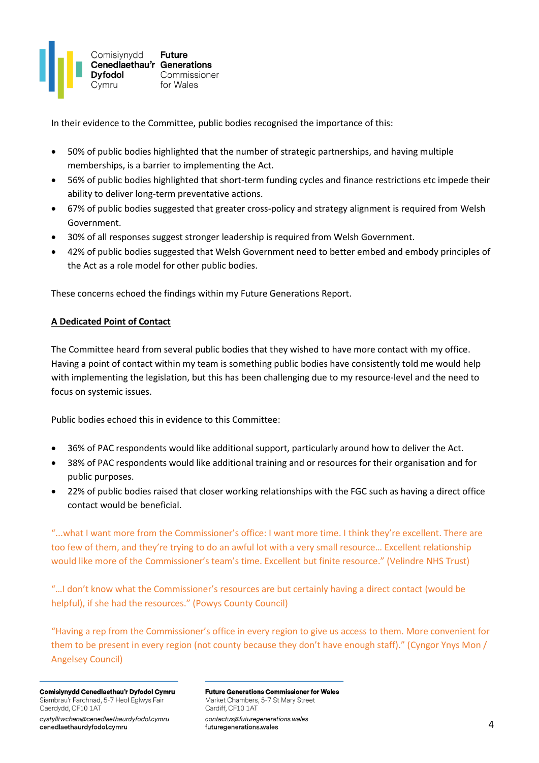In their evidence to the Committee, public bodies recognised the importance of this:

- 50% of public bodies highlighted that the number of strategic partnerships, and having multiple memberships, is a barrier to implementing the Act.
- 56% of public bodies highlighted that short-term funding cycles and finance restrictions etc impede their ability to deliver long-term preventative actions.
- 67% of public bodies suggested that greater cross-policy and strategy alignment is required from Welsh Government.
- 30% of all responses suggest stronger leadership is required from Welsh Government.
- 42% of public bodies suggested that Welsh Government need to better embed and embody principles of the Act as a role model for other public bodies.

These concerns echoed the findings within my Future Generations Report.

**A Dedicated Point of Contact**

The Committee heard from several public bodies that they wished to have more contact with my office. Having a point of contact within my team is something public bodies have consistently told me would help with implementing the legislation, but this has been challenging due to my resource-level and the need to focus on systemic issues.

Public bodies echoed this in evidence to this Committee:

- 36% of PAC respondents would like additional support, particularly around how to deliver the Act.
- 38% of PAC respondents would like additional training and or resources for their organisation and for public purposes.
- 22% of public bodies raised that closer working relationships with the FGC such as having a direct office contact would be beneficial.

"...what I want more from the Commissioner's office: I want more time. I think they're excellent. There are too few of them, and they're trying to do an awful lot with a very small resource… Excellent relationship would like more of the Commissioner's team's time. Excellent but finite resource." (Velindre NHS Trust)

"…I don't know what the Commissioner's resources are but certainly having a direct contact (would be helpful), if she had the resources." (Powys County Council)

"Having a rep from the Commissioner's office in every region to give us access to them. More convenient for them to be present in every region (not county because they don't have enough staff)." (Cyngor Ynys Mon / Angelsey Council)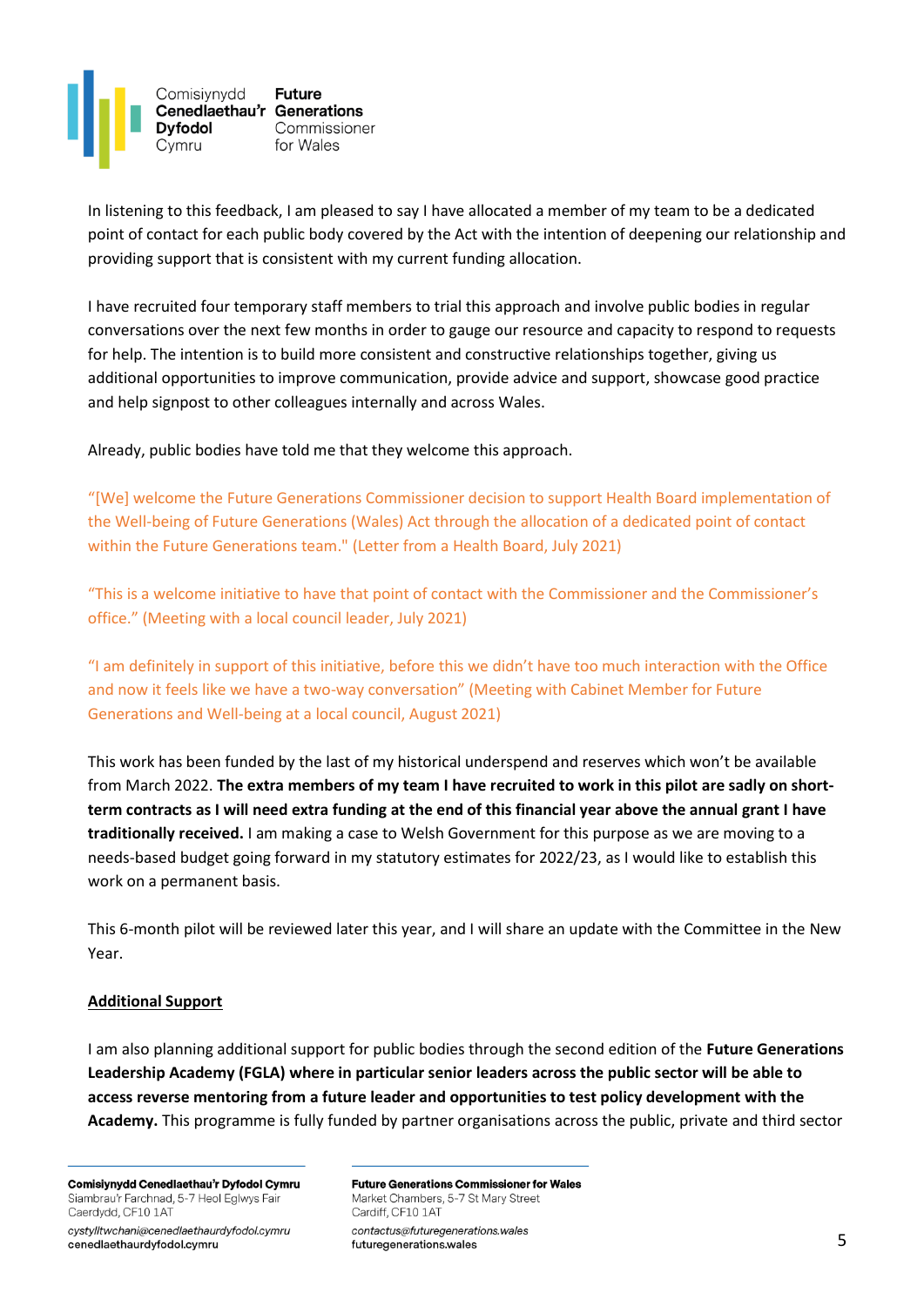In listening to this feedback, I am pleased to say I have allocated a member of my team to be a dedicated point of contact for each public body covered by the Act with the intention of deepening our relationship and providing support that is consistent with my current funding allocation.

I have recruited four temporary staff members to trial this approach and involve public bodies in regular conversations over the next few months in order to gauge our resource and capacity to respond to requests for help. The intention is to build more consistent and constructive relationships together, giving us additional opportunities to improve communication, provide advice and support, showcase good practice and help signpost to other colleagues internally and across Wales.

Already, public bodies have told me that they welcome this approach.

"[We] welcome the Future Generations Commissioner decision to support Health Board implementation of the Well-being of Future Generations (Wales) Act through the allocation of a dedicated point of contact within the Future Generations team." (Letter from a Health Board, July 2021)

"This is a welcome initiative to have that point of contact with the Commissioner and the Commissioner's office." (Meeting with a local council leader, July 2021)

"I am definitely in support of this initiative, before this we didn't have too much interaction with the Office and now it feels like we have a two-way conversation" (Meeting with Cabinet Member for Future Generations and Well-being at a local council, August 2021)

This work has been funded by the last of my historical underspend and reserves which won't be available from March 2022. **The extra members of my team I have recruited to work in this pilot are sadly on short-term contracts as I will need extra funding at the end of this financial year above the annual grant I have traditionally received.** I am making a case to Welsh Government for this purpose as we are moving to a needs-based budget going forward in my statutory estimates for 2022/23, as I would like to establish this work on a permanent basis.

This 6-month pilot will be reviewed later this year, and I will share an update with the Committee in the New Year.

## Additional Support

I am also planning additional support for public bodies through the second edition of the **Future Generations Leadership Academy (FGLA) where in particular senior leaders across the public sector will be able to access reverse mentoring from a future leader and opportunities to test policy development with the Academy.** This programme is fully funded by partner organisations across the public, private and third sector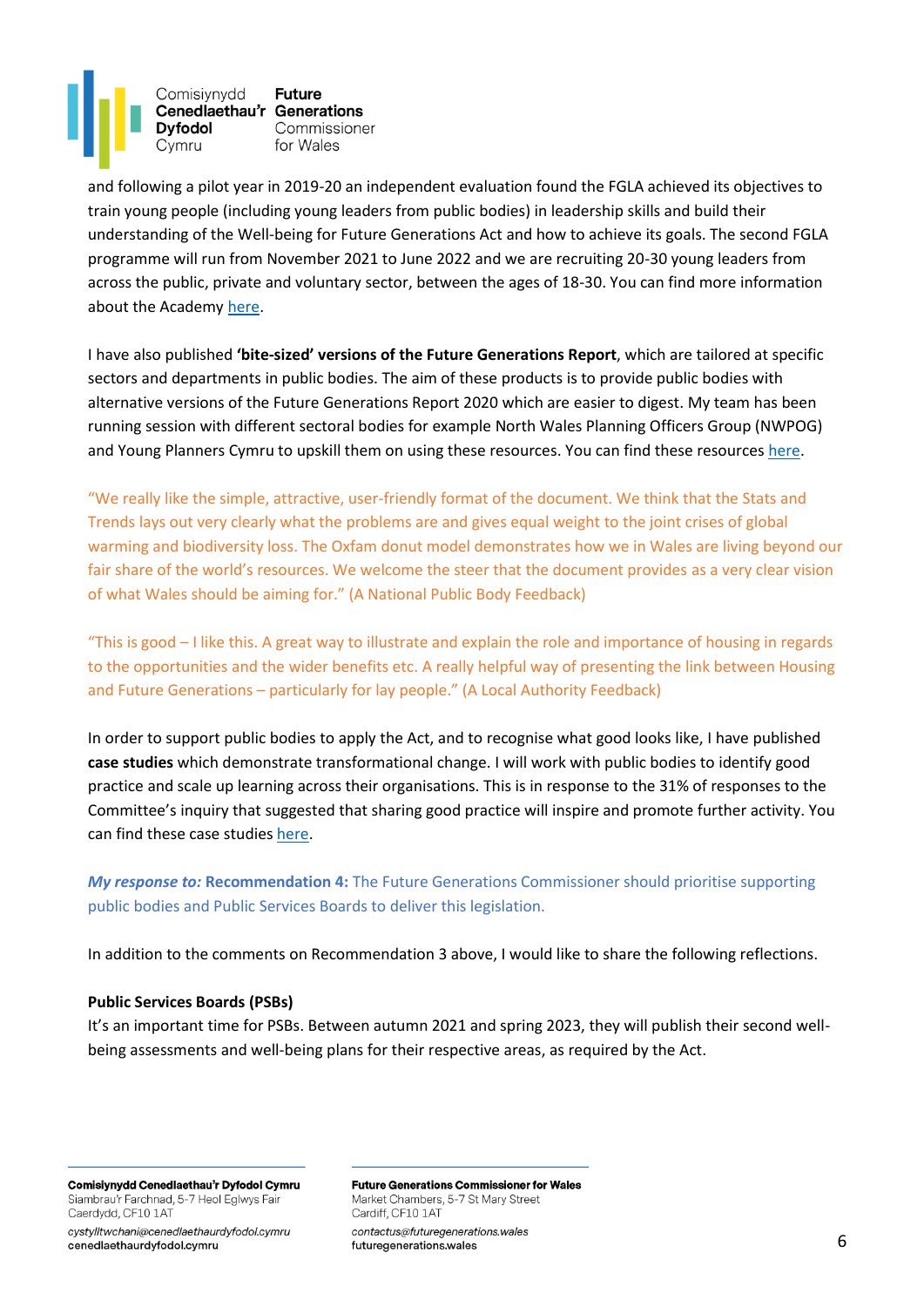and following a pilot year in 2019-20 an independent evaluation found the FGLA achieved its objectives to train young people (including young leaders from public bodies) in leadership skills and build their understanding of the Well-being for Future Generations Act and how to achieve its goals. The second FGLA programme will run from November 2021 to June 2022 and we are recruiting 20-30 young leaders from across the public, private and voluntary sector, between the ages of 18-30. You can find more information about the Academy here.

I have also published **'bite-sized' versions of the Future Generations Report**, which are tailored at specific sectors and departments in public bodies. The aim of these products is to provide public bodies with alternative versions of the Future Generations Report 2020 which are easier to digest. My team has been running session with different sectoral bodies for example North Wales Planning Officers Group (NWPOG) and Young Planners Cymru to upskill them on using these resources. You can find these resources here.

"We really like the simple, attractive, user-friendly format of the document. We think that the Stats and Trends lays out very clearly what the problems are and gives equal weight to the joint crises of global warming and biodiversity loss. The Oxfam donut model demonstrates how we in Wales are living beyond our fair share of the world's resources. We welcome the steer that the document provides as a very clear vision of what Wales should be aiming for." (A National Public Body Feedback)

"This is good – I like this. A great way to illustrate and explain the role and importance of housing in regards to the opportunities and the wider benefits etc. A really helpful way of presenting the link between Housing and Future Generations – particularly for lay people." (A Local Authority Feedback)

In order to support public bodies to apply the Act, and to recognise what good looks like, I have published **case studies** which demonstrate transformational change. I will work with public bodies to identify good practice and scale up learning across their organisations. This is in response to the 31% of responses to the Committee's inquiry that suggested that sharing good practice will inspire and promote further activity. You can find these case studies here.

***My response to:*** **Recommendation 4:** The Future Generations Commissioner should prioritise supporting public bodies and Public Services Boards to deliver this legislation.

In addition to the comments on Recommendation 3 above, I would like to share the following reflections.

**Public Services Boards (PSBs)**

It's an important time for PSBs. Between autumn 2021 and spring 2023, they will publish their second well-being assessments and well-being plans for their respective areas, as required by the Act.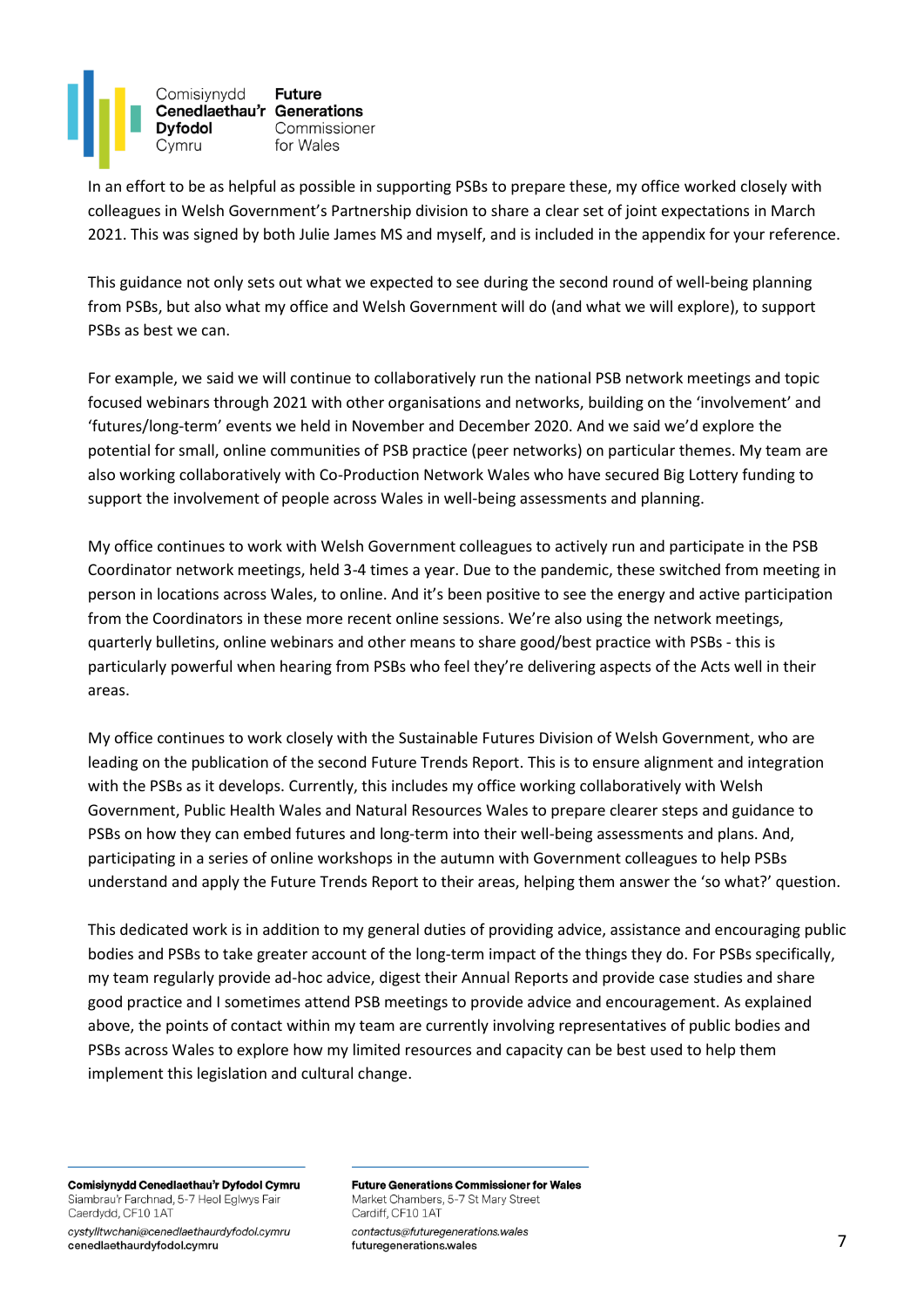In an effort to be as helpful as possible in supporting PSBs to prepare these, my office worked closely with colleagues in Welsh Government's Partnership division to share a clear set of joint expectations in March 2021. This was signed by both Julie James MS and myself, and is included in the appendix for your reference.

This guidance not only sets out what we expected to see during the second round of well-being planning from PSBs, but also what my office and Welsh Government will do (and what we will explore), to support PSBs as best we can.

For example, we said we will continue to collaboratively run the national PSB network meetings and topic focused webinars through 2021 with other organisations and networks, building on the 'involvement' and 'futures/long-term' events we held in November and December 2020. And we said we'd explore the potential for small, online communities of PSB practice (peer networks) on particular themes. My team are also working collaboratively with Co-Production Network Wales who have secured Big Lottery funding to support the involvement of people across Wales in well-being assessments and planning.

My office continues to work with Welsh Government colleagues to actively run and participate in the PSB Coordinator network meetings, held 3-4 times a year. Due to the pandemic, these switched from meeting in person in locations across Wales, to online. And it's been positive to see the energy and active participation from the Coordinators in these more recent online sessions. We're also using the network meetings, quarterly bulletins, online webinars and other means to share good/best practice with PSBs - this is particularly powerful when hearing from PSBs who feel they're delivering aspects of the Acts well in their areas.

My office continues to work closely with the Sustainable Futures Division of Welsh Government, who are leading on the publication of the second Future Trends Report. This is to ensure alignment and integration with the PSBs as it develops. Currently, this includes my office working collaboratively with Welsh Government, Public Health Wales and Natural Resources Wales to prepare clearer steps and guidance to PSBs on how they can embed futures and long-term into their well-being assessments and plans. And, participating in a series of online workshops in the autumn with Government colleagues to help PSBs understand and apply the Future Trends Report to their areas, helping them answer the 'so what?' question.

This dedicated work is in addition to my general duties of providing advice, assistance and encouraging public bodies and PSBs to take greater account of the long-term impact of the things they do. For PSBs specifically, my team regularly provide ad-hoc advice, digest their Annual Reports and provide case studies and share good practice and I sometimes attend PSB meetings to provide advice and encouragement. As explained above, the points of contact within my team are currently involving representatives of public bodies and PSBs across Wales to explore how my limited resources and capacity can be best used to help them implement this legislation and cultural change.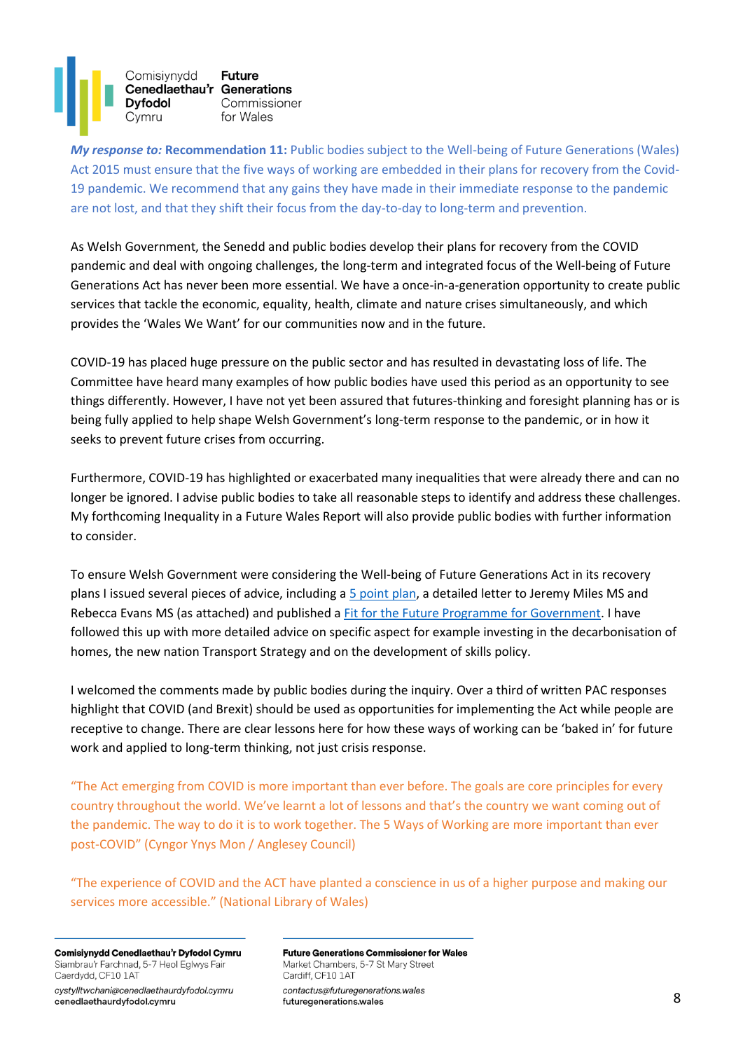***My response to:* Recommendation 11:** Public bodies subject to the Well-being of Future Generations (Wales) Act 2015 must ensure that the five ways of working are embedded in their plans for recovery from the Covid-19 pandemic. We recommend that any gains they have made in their immediate response to the pandemic are not lost, and that they shift their focus from the day-to-day to long-term and prevention.

As Welsh Government, the Senedd and public bodies develop their plans for recovery from the COVID pandemic and deal with ongoing challenges, the long-term and integrated focus of the Well-being of Future Generations Act has never been more essential. We have a once-in-a-generation opportunity to create public services that tackle the economic, equality, health, climate and nature crises simultaneously, and which provides the 'Wales We Want' for our communities now and in the future.

COVID-19 has placed huge pressure on the public sector and has resulted in devastating loss of life. The Committee have heard many examples of how public bodies have used this period as an opportunity to see things differently. However, I have not yet been assured that futures-thinking and foresight planning has or is being fully applied to help shape Welsh Government's long-term response to the pandemic, or in how it seeks to prevent future crises from occurring.

Furthermore, COVID-19 has highlighted or exacerbated many inequalities that were already there and can no longer be ignored. I advise public bodies to take all reasonable steps to identify and address these challenges. My forthcoming Inequality in a Future Wales Report will also provide public bodies with further information to consider.

To ensure Welsh Government were considering the Well-being of Future Generations Act in its recovery plans I issued several pieces of advice, including a 5 point plan, a detailed letter to Jeremy Miles MS and Rebecca Evans MS (as attached) and published a Fit for the Future Programme for Government. I have followed this up with more detailed advice on specific aspect for example investing in the decarbonisation of homes, the new nation Transport Strategy and on the development of skills policy.

I welcomed the comments made by public bodies during the inquiry. Over a third of written PAC responses highlight that COVID (and Brexit) should be used as opportunities for implementing the Act while people are receptive to change. There are clear lessons here for how these ways of working can be 'baked in' for future work and applied to long-term thinking, not just crisis response.

"The Act emerging from COVID is more important than ever before. The goals are core principles for every country throughout the world. We've learnt a lot of lessons and that's the country we want coming out of the pandemic. The way to do it is to work together. The 5 Ways of Working are more important than ever post-COVID" (Cyngor Ynys Mon / Anglesey Council)

"The experience of COVID and the ACT have planted a conscience in us of a higher purpose and making our services more accessible." (National Library of Wales)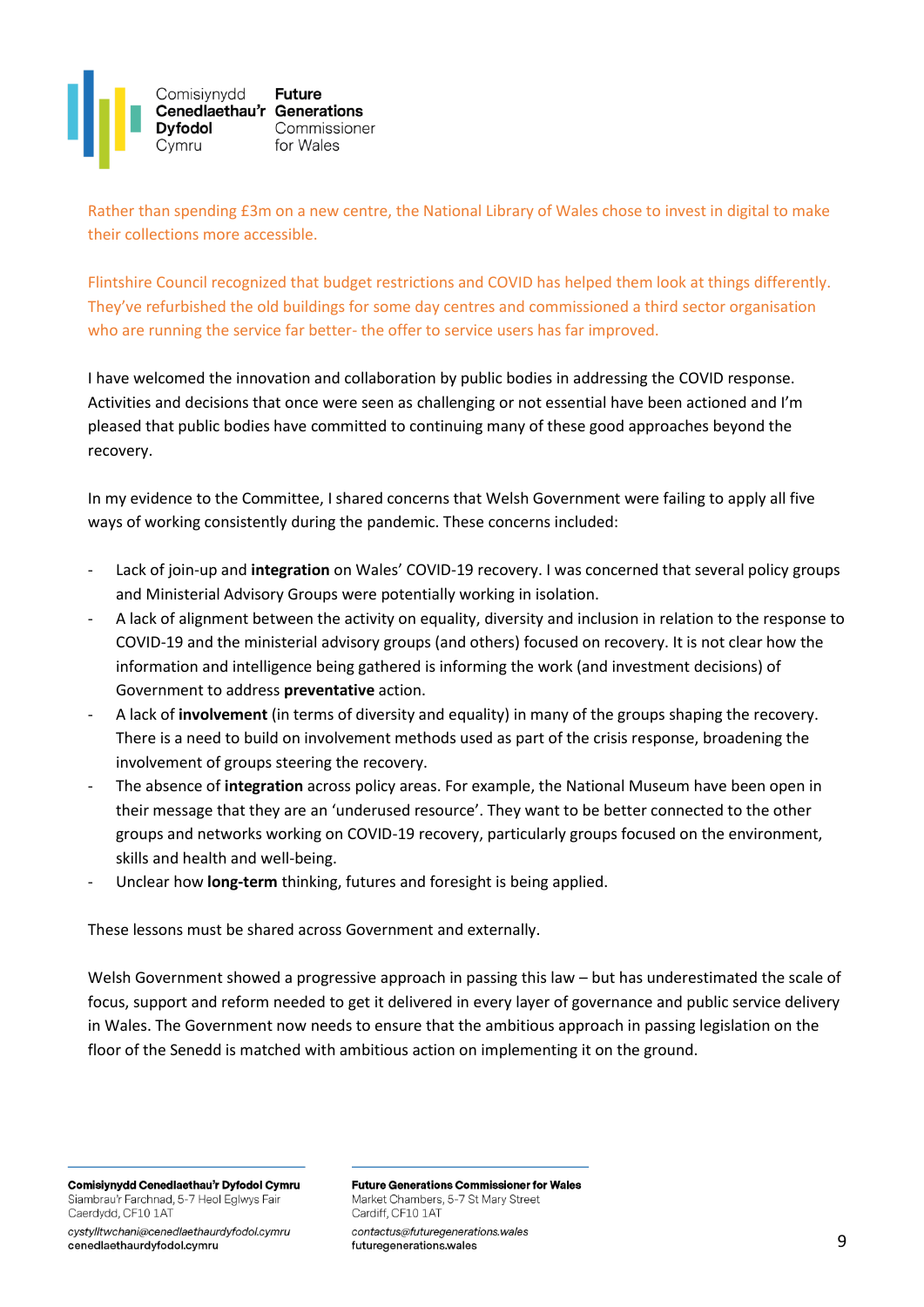Rather than spending £3m on a new centre, the National Library of Wales chose to invest in digital to make their collections more accessible.

Flintshire Council recognized that budget restrictions and COVID has helped them look at things differently. They've refurbished the old buildings for some day centres and commissioned a third sector organisation who are running the service far better- the offer to service users has far improved.

I have welcomed the innovation and collaboration by public bodies in addressing the COVID response. Activities and decisions that once were seen as challenging or not essential have been actioned and I'm pleased that public bodies have committed to continuing many of these good approaches beyond the recovery.

In my evidence to the Committee, I shared concerns that Welsh Government were failing to apply all five ways of working consistently during the pandemic. These concerns included:

- Lack of join-up and **integration** on Wales' COVID-19 recovery. I was concerned that several policy groups and Ministerial Advisory Groups were potentially working in isolation.
- A lack of alignment between the activity on equality, diversity and inclusion in relation to the response to COVID-19 and the ministerial advisory groups (and others) focused on recovery. It is not clear how the information and intelligence being gathered is informing the work (and investment decisions) of Government to address **preventative** action.
- A lack of **involvement** (in terms of diversity and equality) in many of the groups shaping the recovery. There is a need to build on involvement methods used as part of the crisis response, broadening the involvement of groups steering the recovery.
- The absence of **integration** across policy areas. For example, the National Museum have been open in their message that they are an 'underused resource'. They want to be better connected to the other groups and networks working on COVID-19 recovery, particularly groups focused on the environment, skills and health and well-being.
- Unclear how **long-term** thinking, futures and foresight is being applied.

These lessons must be shared across Government and externally.

Welsh Government showed a progressive approach in passing this law – but has underestimated the scale of focus, support and reform needed to get it delivered in every layer of governance and public service delivery in Wales. The Government now needs to ensure that the ambitious approach in passing legislation on the floor of the Senedd is matched with ambitious action on implementing it on the ground.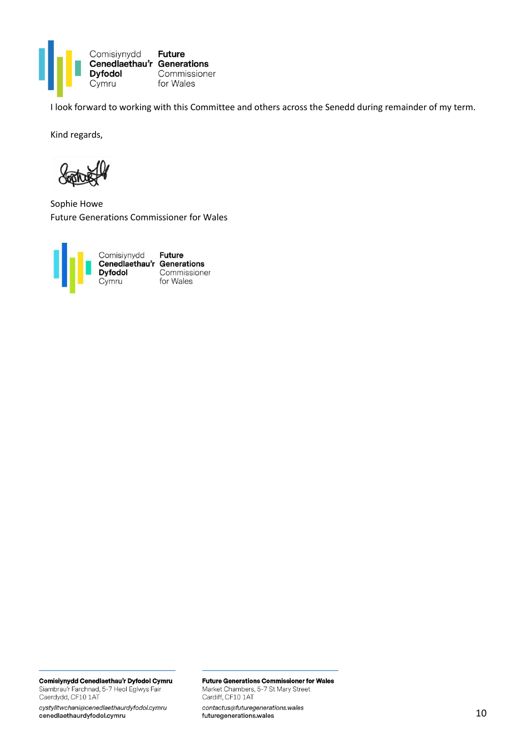I look forward to working with this Committee and others across the Senedd during remainder of my term.

Kind regards,

Sophie Howe
Future Generations Commissioner for Wales